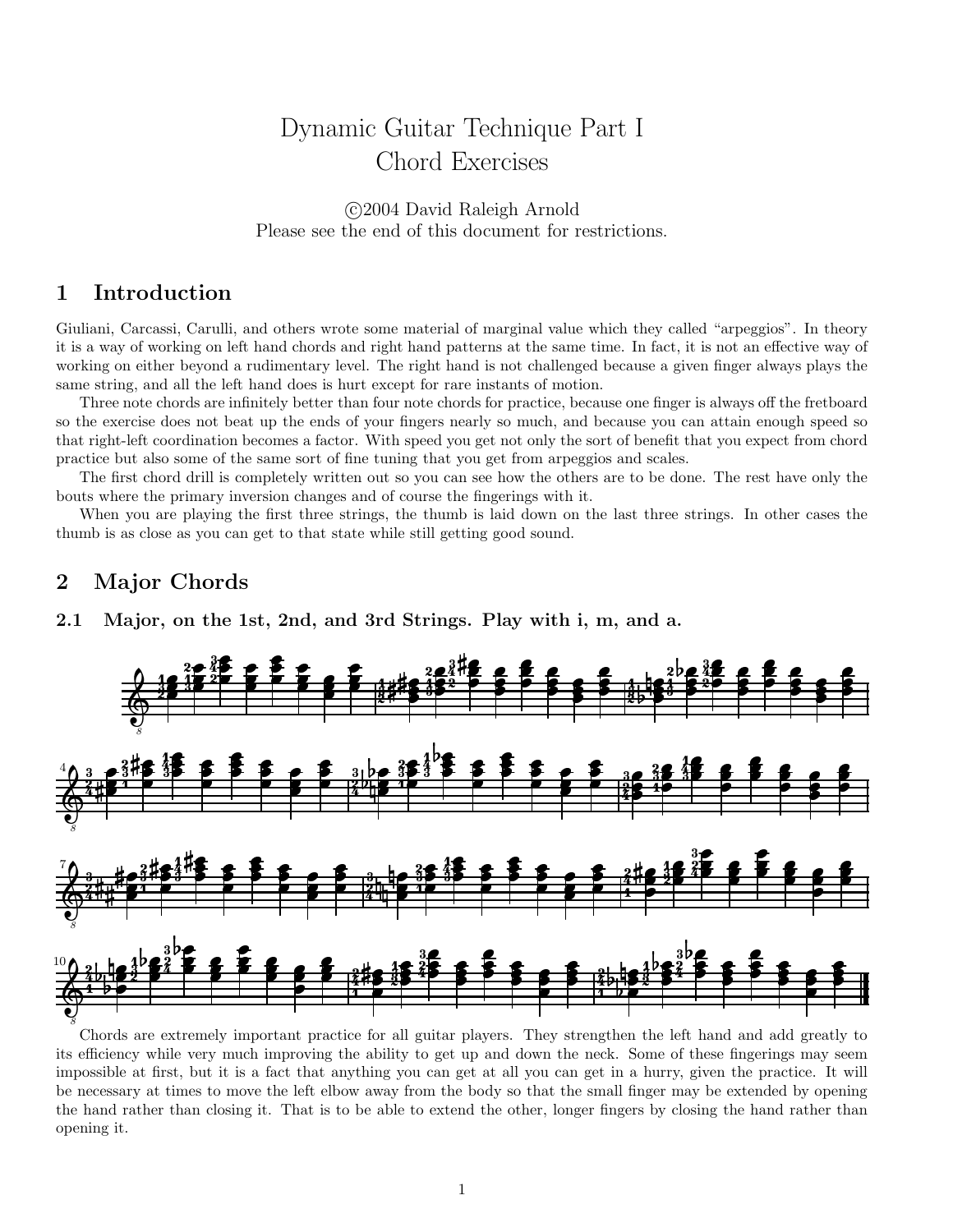# Dynamic Guitar Technique Part I
# Chord Exercises

©2004 David Raleigh Arnold
Please see the end of this document for restrictions.

## 1 Introduction

Giuliani, Carcassi, Carulli, and others wrote some material of marginal value which they called "arpeggios". In theory it is a way of working on left hand chords and right hand patterns at the same time. In fact, it is not an effective way of working on either beyond a rudimentary level. The right hand is not challenged because a given finger always plays the same string, and all the left hand does is hurt except for rare instants of motion.

Three note chords are infinitely better than four note chords for practice, because one finger is always off the fretboard so the exercise does not beat up the ends of your fingers nearly so much, and because you can attain enough speed so that right-left coordination becomes a factor. With speed you get not only the sort of benefit that you expect from chord practice but also some of the same sort of fine tuning that you get from arpeggios and scales.

The first chord drill is completely written out so you can see how the others are to be done. The rest have only the bouts where the primary inversion changes and of course the fingerings with it.

When you are playing the first three strings, the thumb is laid down on the last three strings. In other cases the thumb is as close as you can get to that state while still getting good sound.

## 2 Major Chords

### 2.1 Major, on the 1st, 2nd, and 3rd Strings. Play with i, m, and a.

Chords are extremely important practice for all guitar players. They strengthen the left hand and add greatly to its efficiency while very much improving the ability to get up and down the neck. Some of these fingerings may seem impossible at first, but it is a fact that anything you can get at all you can get in a hurry, given the practice. It will be necessary at times to move the left elbow away from the body so that the small finger may be extended by opening the hand rather than closing it. That is to be able to extend the other, longer fingers by closing the hand rather than opening it.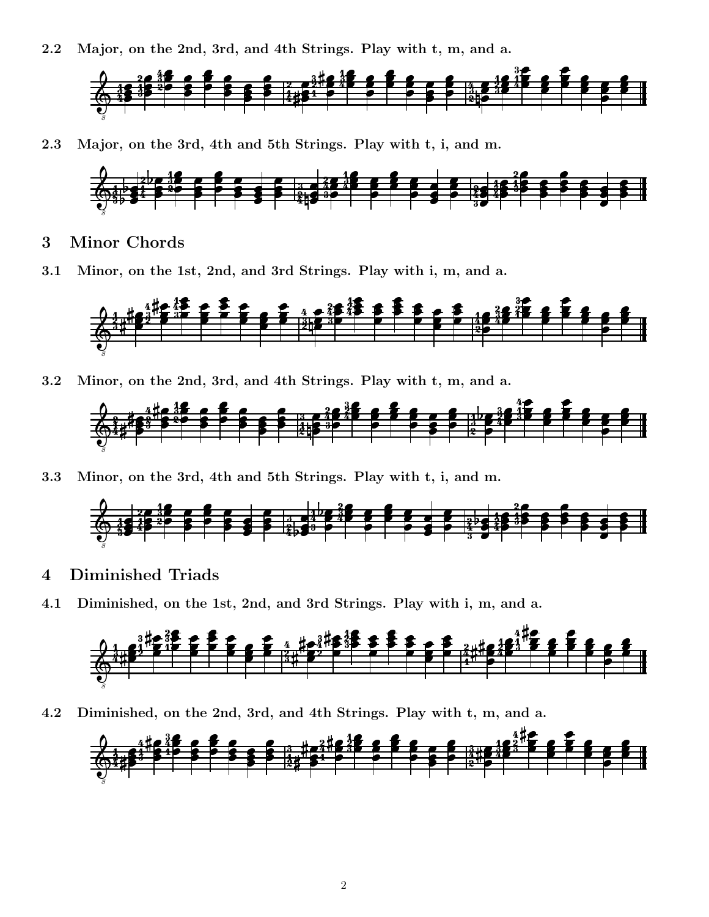**2.2 Major, on the 2nd, 3rd, and 4th Strings. Play with t, m, and a.**

**2.3 Major, on the 3rd, 4th and 5th Strings. Play with t, i, and m.**

## 3 Minor Chords

**3.1 Minor, on the 1st, 2nd, and 3rd Strings. Play with i, m, and a.**

**3.2 Minor, on the 2nd, 3rd, and 4th Strings. Play with t, m, and a.**

**3.3 Minor, on the 3rd, 4th and 5th Strings. Play with t, i, and m.**

## 4 Diminished Triads

**4.1 Diminished, on the 1st, 2nd, and 3rd Strings. Play with i, m, and a.**

**4.2 Diminished, on the 2nd, 3rd, and 4th Strings. Play with t, m, and a.**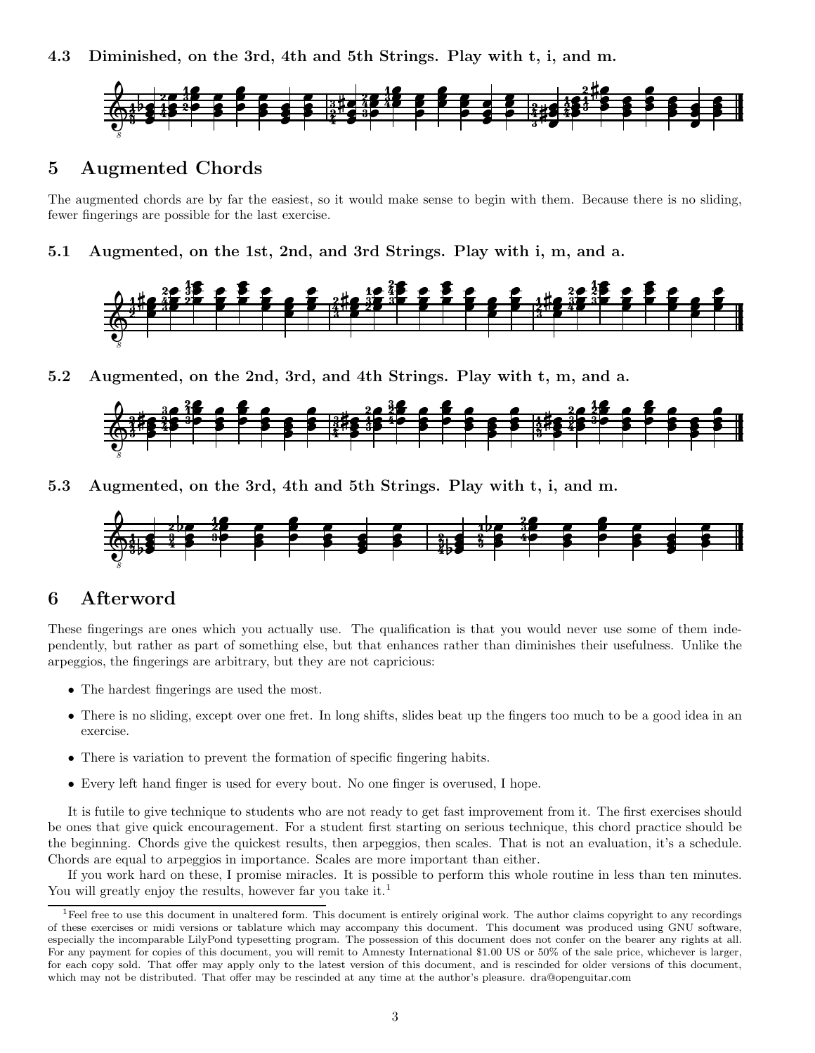### 4.3 Diminished, on the 3rd, 4th and 5th Strings. Play with t, i, and m.

## 5 Augmented Chords

The augmented chords are by far the easiest, so it would make sense to begin with them. Because there is no sliding, fewer fingerings are possible for the last exercise.

### 5.1 Augmented, on the 1st, 2nd, and 3rd Strings. Play with i, m, and a.

### 5.2 Augmented, on the 2nd, 3rd, and 4th Strings. Play with t, m, and a.

### 5.3 Augmented, on the 3rd, 4th and 5th Strings. Play with t, i, and m.

## 6 Afterword

These fingerings are ones which you actually use. The qualification is that you would never use some of them independently, but rather as part of something else, but that enhances rather than diminishes their usefulness. Unlike the arpeggios, the fingerings are arbitrary, but they are not capricious:

- The hardest fingerings are used the most.
- There is no sliding, except over one fret. In long shifts, slides beat up the fingers too much to be a good idea in an exercise.
- There is variation to prevent the formation of specific fingering habits.
- Every left hand finger is used for every bout. No one finger is overused, I hope.

It is futile to give technique to students who are not ready to get fast improvement from it. The first exercises should be ones that give quick encouragement. For a student first starting on serious technique, this chord practice should be the beginning. Chords give the quickest results, then arpeggios, then scales. That is not an evaluation, it's a schedule. Chords are equal to arpeggios in importance. Scales are more important than either.

If you work hard on these, I promise miracles. It is possible to perform this whole routine in less than ten minutes. You will greatly enjoy the results, however far you take it.[1]

[1] Feel free to use this document in unaltered form. This document is entirely original work. The author claims copyright to any recordings of these exercises or midi versions or tablature which may accompany this document. This document was produced using GNU software, especially the incomparable LilyPond typesetting program. The possession of this document does not confer on the bearer any rights at all. For any payment for copies of this document, you will remit to Amnesty International $1.00 US or 50% of the sale price, whichever is larger, for each copy sold. That offer may apply only to the latest version of this document, and is rescinded for older versions of this document, which may not be distributed. That offer may be rescinded at any time at the author's pleasure. dra@openguitar.com